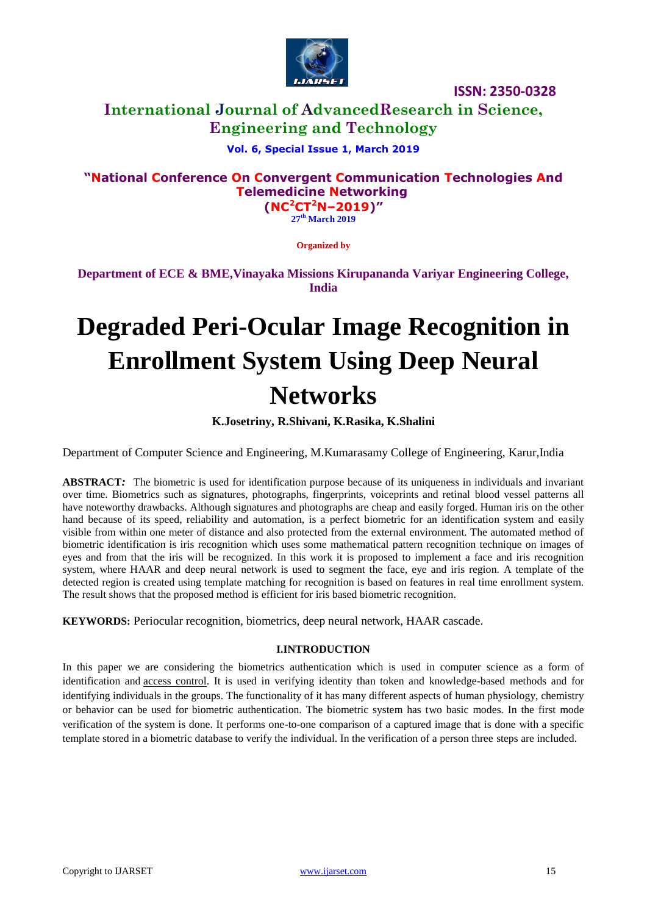# Degraded Peri-Ocular Image Recognition in Enrollment System Using Deep Neural Networks

**K.Josetriny, R.Shivani, K.Rasika, K.Shalini**

Department of Computer Science and Engineering, M.Kumarasamy College of Engineering, Karur,India

**ABSTRACT:** The biometric is used for identification purpose because of its uniqueness in individuals and invariant over time. Biometrics such as signatures, photographs, fingerprints, voiceprints and retinal blood vessel patterns all have noteworthy drawbacks. Although signatures and photographs are cheap and easily forged. Human iris on the other hand because of its speed, reliability and automation, is a perfect biometric for an identification system and easily visible from within one meter of distance and also protected from the external environment. The automated method of biometric identification is iris recognition which uses some mathematical pattern recognition technique on images of eyes and from that the iris will be recognized. In this work it is proposed to implement a face and iris recognition system, where HAAR and deep neural network is used to segment the face, eye and iris region. A template of the detected region is created using template matching for recognition is based on features in real time enrollment system. The result shows that the proposed method is efficient for iris based biometric recognition.

**KEYWORDS:** Periocular recognition, biometrics, deep neural network, HAAR cascade.

## I.INTRODUCTION

In this paper we are considering the biometrics authentication which is used in computer science as a form of identification and access control. It is used in verifying identity than token and knowledge-based methods and for identifying individuals in the groups. The functionality of it has many different aspects of human physiology, chemistry or behavior can be used for biometric authentication. The biometric system has two basic modes. In the first mode verification of the system is done. It performs one-to-one comparison of a captured image that is done with a specific template stored in a biometric database to verify the individual. In the verification of a person three steps are included.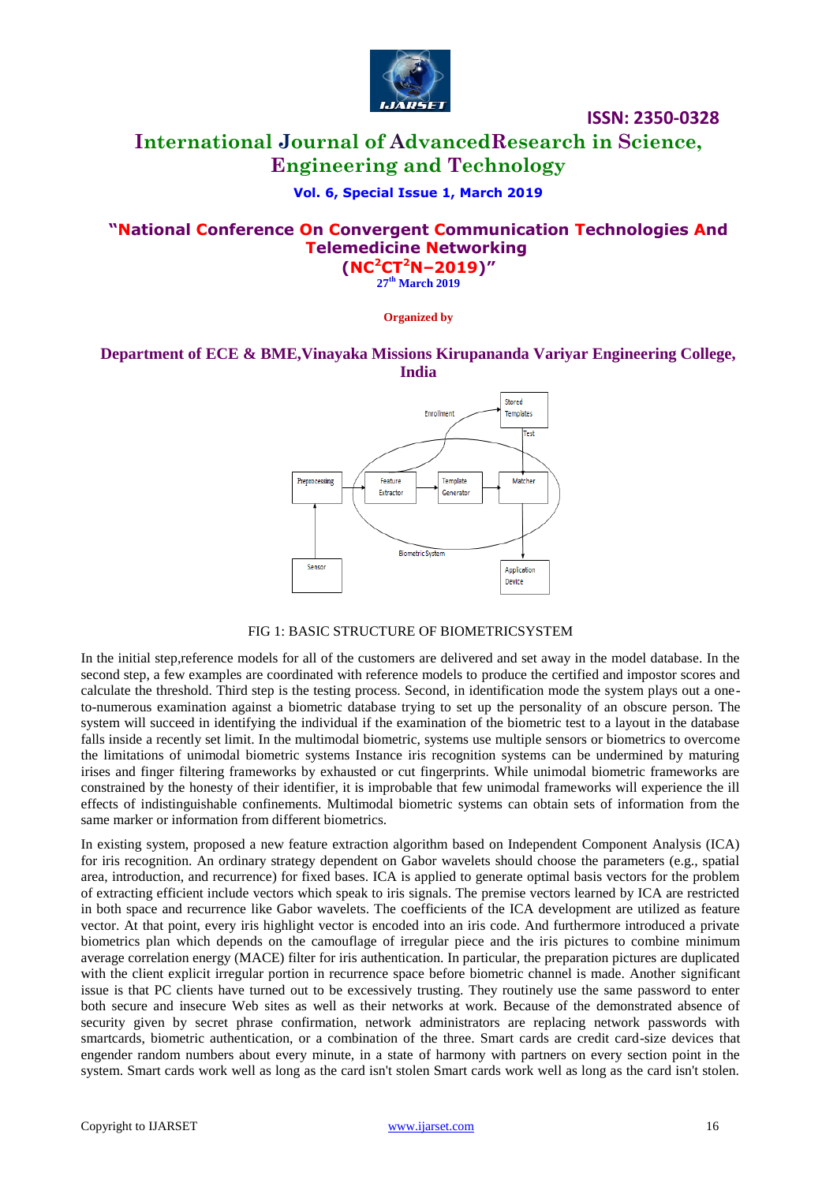FIG 1: BASIC STRUCTURE OF BIOMETRICSYSTEM

In the initial step,reference models for all of the customers are delivered and set away in the model database. In the second step, a few examples are coordinated with reference models to produce the certified and impostor scores and calculate the threshold. Third step is the testing process. Second, in identification mode the system plays out a one-to-numerous examination against a biometric database trying to set up the personality of an obscure person. The system will succeed in identifying the individual if the examination of the biometric test to a layout in the database falls inside a recently set limit. In the multimodal biometric, systems use multiple sensors or biometrics to overcome the limitations of unimodal biometric systems Instance iris recognition systems can be undermined by maturing irises and finger filtering frameworks by exhausted or cut fingerprints. While unimodal biometric frameworks are constrained by the honesty of their identifier, it is improbable that few unimodal frameworks will experience the ill effects of indistinguishable confinements. Multimodal biometric systems can obtain sets of information from the same marker or information from different biometrics.

In existing system, proposed a new feature extraction algorithm based on Independent Component Analysis (ICA) for iris recognition. An ordinary strategy dependent on Gabor wavelets should choose the parameters (e.g., spatial area, introduction, and recurrence) for fixed bases. ICA is applied to generate optimal basis vectors for the problem of extracting efficient include vectors which speak to iris signals. The premise vectors learned by ICA are restricted in both space and recurrence like Gabor wavelets. The coefficients of the ICA development are utilized as feature vector. At that point, every iris highlight vector is encoded into an iris code. And furthermore introduced a private biometrics plan which depends on the camouflage of irregular piece and the iris pictures to combine minimum average correlation energy (MACE) filter for iris authentication. In particular, the preparation pictures are duplicated with the client explicit irregular portion in recurrence space before biometric channel is made. Another significant issue is that PC clients have turned out to be excessively trusting. They routinely use the same password to enter both secure and insecure Web sites as well as their networks at work. Because of the demonstrated absence of security given by secret phrase confirmation, network administrators are replacing network passwords with smartcards, biometric authentication, or a combination of the three. Smart cards are credit card-size devices that engender random numbers about every minute, in a state of harmony with partners on every section point in the system. Smart cards work well as long as the card isn't stolen Smart cards work well as long as the card isn't stolen.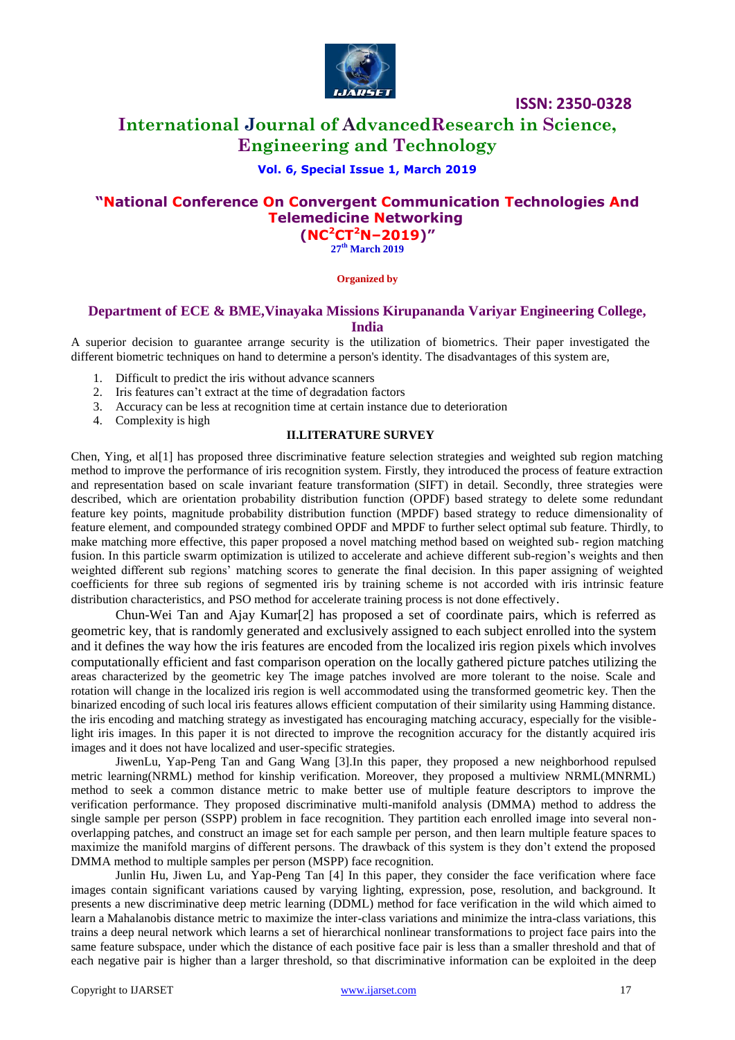A superior decision to guarantee arrange security is the utilization of biometrics. Their paper investigated the different biometric techniques on hand to determine a person's identity. The disadvantages of this system are,

1. Difficult to predict the iris without advance scanners
2. Iris features can't extract at the time of degradation factors
3. Accuracy can be less at recognition time at certain instance due to deterioration
4. Complexity is high

## II.LITERATURE SURVEY

Chen, Ying, et al[1] has proposed three discriminative feature selection strategies and weighted sub region matching method to improve the performance of iris recognition system. Firstly, they introduced the process of feature extraction and representation based on scale invariant feature transformation (SIFT) in detail. Secondly, three strategies were described, which are orientation probability distribution function (OPDF) based strategy to delete some redundant feature key points, magnitude probability distribution function (MPDF) based strategy to reduce dimensionality of feature element, and compounded strategy combined OPDF and MPDF to further select optimal sub feature. Thirdly, to make matching more effective, this paper proposed a novel matching method based on weighted sub- region matching fusion. In this particle swarm optimization is utilized to accelerate and achieve different sub-region's weights and then weighted different sub regions' matching scores to generate the final decision. In this paper assigning of weighted coefficients for three sub regions of segmented iris by training scheme is not accorded with iris intrinsic feature distribution characteristics, and PSO method for accelerate training process is not done effectively.

Chun-Wei Tan and Ajay Kumar[2] has proposed a set of coordinate pairs, which is referred as geometric key, that is randomly generated and exclusively assigned to each subject enrolled into the system and it defines the way how the iris features are encoded from the localized iris region pixels which involves computationally efficient and fast comparison operation on the locally gathered picture patches utilizing the areas characterized by the geometric key The image patches involved are more tolerant to the noise. Scale and rotation will change in the localized iris region is well accommodated using the transformed geometric key. Then the binarized encoding of such local iris features allows efficient computation of their similarity using Hamming distance. the iris encoding and matching strategy as investigated has encouraging matching accuracy, especially for the visible-light iris images. In this paper it is not directed to improve the recognition accuracy for the distantly acquired iris images and it does not have localized and user-specific strategies.

JiwenLu, Yap-Peng Tan and Gang Wang [3].In this paper, they proposed a new neighborhood repulsed metric learning(NRML) method for kinship verification. Moreover, they proposed a multiview NRML(MNRML) method to seek a common distance metric to make better use of multiple feature descriptors to improve the verification performance. They proposed discriminative multi-manifold analysis (DMMA) method to address the single sample per person (SSPP) problem in face recognition. They partition each enrolled image into several non-overlapping patches, and construct an image set for each sample per person, and then learn multiple feature spaces to maximize the manifold margins of different persons. The drawback of this system is they don't extend the proposed DMMA method to multiple samples per person (MSPP) face recognition.

Junlin Hu, Jiwen Lu, and Yap-Peng Tan [4] In this paper, they consider the face verification where face images contain significant variations caused by varying lighting, expression, pose, resolution, and background. It presents a new discriminative deep metric learning (DDML) method for face verification in the wild which aimed to learn a Mahalanobis distance metric to maximize the inter-class variations and minimize the intra-class variations, this trains a deep neural network which learns a set of hierarchical nonlinear transformations to project face pairs into the same feature subspace, under which the distance of each positive face pair is less than a smaller threshold and that of each negative pair is higher than a larger threshold, so that discriminative information can be exploited in the deep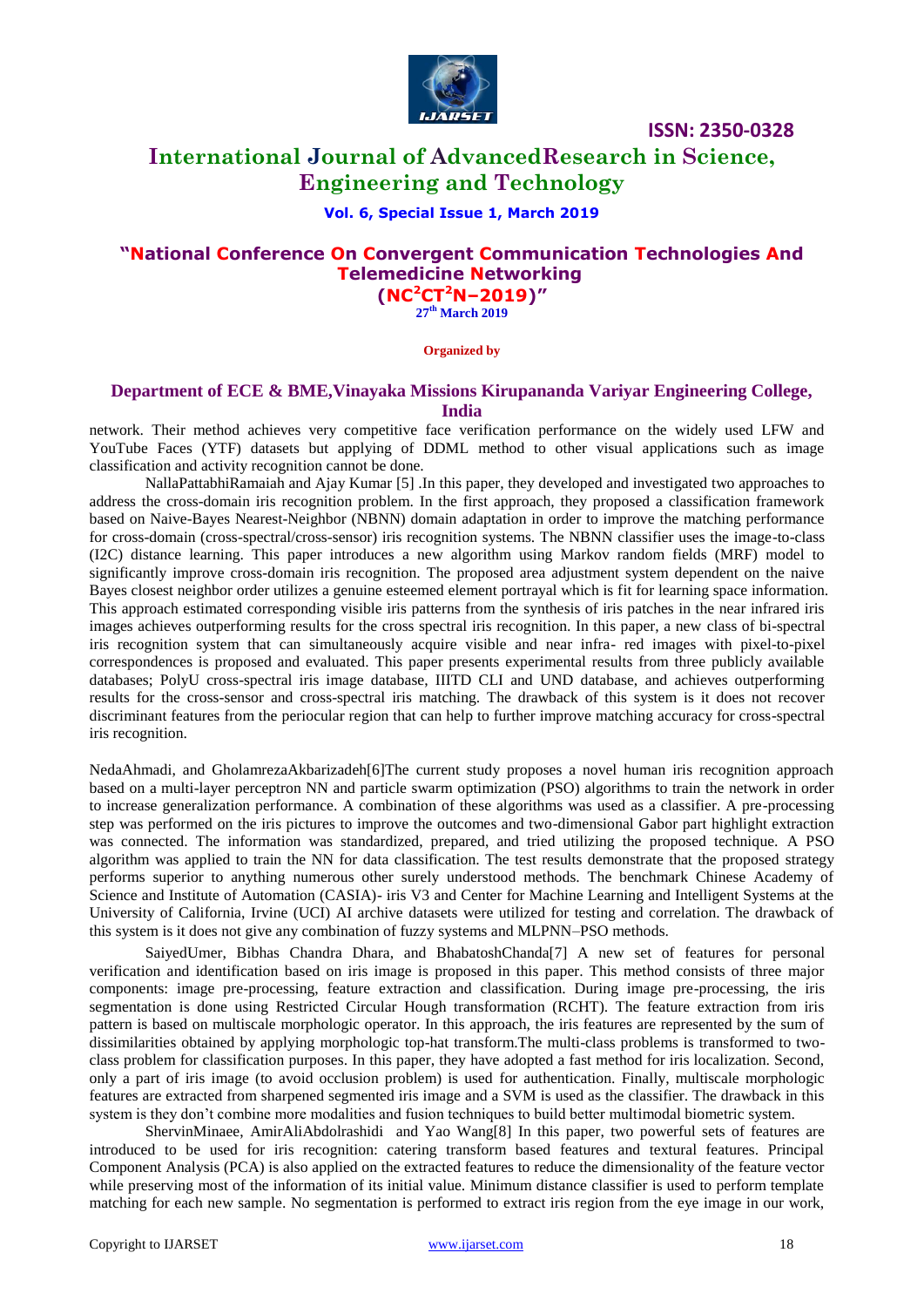network. Their method achieves very competitive face verification performance on the widely used LFW and YouTube Faces (YTF) datasets but applying of DDML method to other visual applications such as image classification and activity recognition cannot be done.

NallaPattabhiRamaiah and Ajay Kumar [5] .In this paper, they developed and investigated two approaches to address the cross-domain iris recognition problem. In the first approach, they proposed a classification framework based on Naive-Bayes Nearest-Neighbor (NBNN) domain adaptation in order to improve the matching performance for cross-domain (cross-spectral/cross-sensor) iris recognition systems. The NBNN classifier uses the image-to-class (I2C) distance learning. This paper introduces a new algorithm using Markov random fields (MRF) model to significantly improve cross-domain iris recognition. The proposed area adjustment system dependent on the naive Bayes closest neighbor order utilizes a genuine esteemed element portrayal which is fit for learning space information. This approach estimated corresponding visible iris patterns from the synthesis of iris patches in the near infrared iris images achieves outperforming results for the cross spectral iris recognition. In this paper, a new class of bi-spectral iris recognition system that can simultaneously acquire visible and near infra- red images with pixel-to-pixel correspondences is proposed and evaluated. This paper presents experimental results from three publicly available databases; PolyU cross-spectral iris image database, IIITD CLI and UND database, and achieves outperforming results for the cross-sensor and cross-spectral iris matching. The drawback of this system is it does not recover discriminant features from the periocular region that can help to further improve matching accuracy for cross-spectral iris recognition.

NedaAhmadi, and GholamrezaAkbarizadeh[6]The current study proposes a novel human iris recognition approach based on a multi-layer perceptron NN and particle swarm optimization (PSO) algorithms to train the network in order to increase generalization performance. A combination of these algorithms was used as a classifier. A pre-processing step was performed on the iris pictures to improve the outcomes and two-dimensional Gabor part highlight extraction was connected. The information was standardized, prepared, and tried utilizing the proposed technique. A PSO algorithm was applied to train the NN for data classification. The test results demonstrate that the proposed strategy performs superior to anything numerous other surely understood methods. The benchmark Chinese Academy of Science and Institute of Automation (CASIA)- iris V3 and Center for Machine Learning and Intelligent Systems at the University of California, Irvine (UCI) AI archive datasets were utilized for testing and correlation. The drawback of this system is it does not give any combination of fuzzy systems and MLPNN–PSO methods.

SaiyedUmer, Bibhas Chandra Dhara, and BhabatoshChanda[7] A new set of features for personal verification and identification based on iris image is proposed in this paper. This method consists of three major components: image pre-processing, feature extraction and classification. During image pre-processing, the iris segmentation is done using Restricted Circular Hough transformation (RCHT). The feature extraction from iris pattern is based on multiscale morphologic operator. In this approach, the iris features are represented by the sum of dissimilarities obtained by applying morphologic top-hat transform.The multi-class problems is transformed to two-class problem for classification purposes. In this paper, they have adopted a fast method for iris localization. Second, only a part of iris image (to avoid occlusion problem) is used for authentication. Finally, multiscale morphologic features are extracted from sharpened segmented iris image and a SVM is used as the classifier. The drawback in this system is they don't combine more modalities and fusion techniques to build better multimodal biometric system.

ShervinMinaee, AmirAliAbdolrashidi and Yao Wang[8] In this paper, two powerful sets of features are introduced to be used for iris recognition: catering transform based features and textural features. Principal Component Analysis (PCA) is also applied on the extracted features to reduce the dimensionality of the feature vector while preserving most of the information of its initial value. Minimum distance classifier is used to perform template matching for each new sample. No segmentation is performed to extract iris region from the eye image in our work,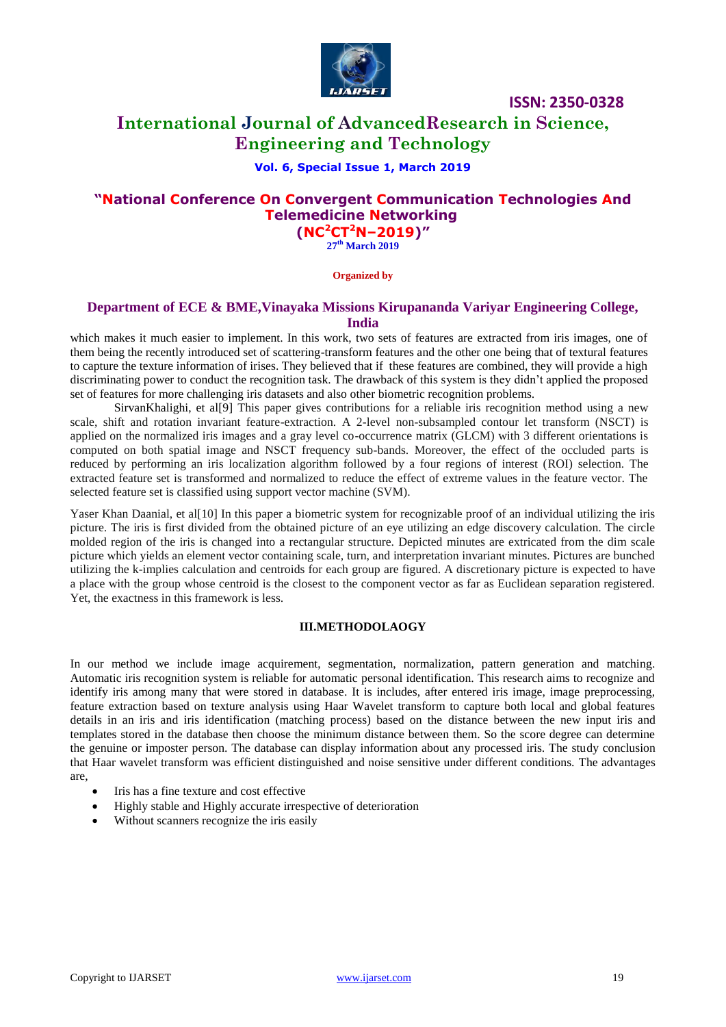which makes it much easier to implement. In this work, two sets of features are extracted from iris images, one of them being the recently introduced set of scattering-transform features and the other one being that of textural features to capture the texture information of irises. They believed that if these features are combined, they will provide a high discriminating power to conduct the recognition task. The drawback of this system is they didn't applied the proposed set of features for more challenging iris datasets and also other biometric recognition problems.

SirvanKhalighi, et al[9] This paper gives contributions for a reliable iris recognition method using a new scale, shift and rotation invariant feature-extraction. A 2-level non-subsampled contour let transform (NSCT) is applied on the normalized iris images and a gray level co-occurrence matrix (GLCM) with 3 different orientations is computed on both spatial image and NSCT frequency sub-bands. Moreover, the effect of the occluded parts is reduced by performing an iris localization algorithm followed by a four regions of interest (ROI) selection. The extracted feature set is transformed and normalized to reduce the effect of extreme values in the feature vector. The selected feature set is classified using support vector machine (SVM).

Yaser Khan Daanial, et al[10] In this paper a biometric system for recognizable proof of an individual utilizing the iris picture. The iris is first divided from the obtained picture of an eye utilizing an edge discovery calculation. The circle molded region of the iris is changed into a rectangular structure. Depicted minutes are extricated from the dim scale picture which yields an element vector containing scale, turn, and interpretation invariant minutes. Pictures are bunched utilizing the k-implies calculation and centroids for each group are figured. A discretionary picture is expected to have a place with the group whose centroid is the closest to the component vector as far as Euclidean separation registered. Yet, the exactness in this framework is less.

## III.METHODOLAOGY

In our method we include image acquirement, segmentation, normalization, pattern generation and matching. Automatic iris recognition system is reliable for automatic personal identification. This research aims to recognize and identify iris among many that were stored in database. It is includes, after entered iris image, image preprocessing, feature extraction based on texture analysis using Haar Wavelet transform to capture both local and global features details in an iris and iris identification (matching process) based on the distance between the new input iris and templates stored in the database then choose the minimum distance between them. So the score degree can determine the genuine or imposter person. The database can display information about any processed iris. The study conclusion that Haar wavelet transform was efficient distinguished and noise sensitive under different conditions. The advantages are,

- Iris has a fine texture and cost effective
- Highly stable and Highly accurate irrespective of deterioration
- Without scanners recognize the iris easily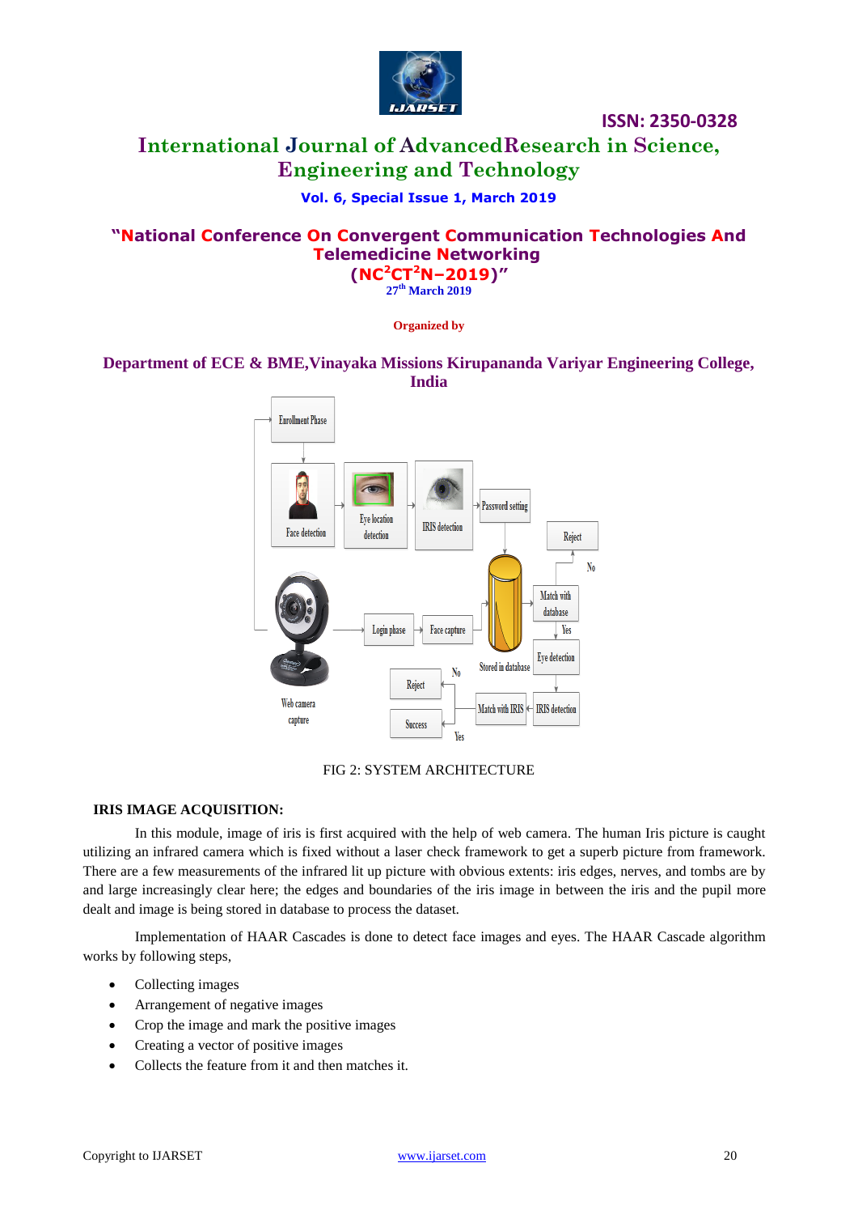FIG 2: SYSTEM ARCHITECTURE

### IRIS IMAGE ACQUISITION:

In this module, image of iris is first acquired with the help of web camera. The human Iris picture is caught utilizing an infrared camera which is fixed without a laser check framework to get a superb picture from framework. There are a few measurements of the infrared lit up picture with obvious extents: iris edges, nerves, and tombs are by and large increasingly clear here; the edges and boundaries of the iris image in between the iris and the pupil more dealt and image is being stored in database to process the dataset.

Implementation of HAAR Cascades is done to detect face images and eyes. The HAAR Cascade algorithm works by following steps,

- Collecting images
- Arrangement of negative images
- Crop the image and mark the positive images
- Creating a vector of positive images
- Collects the feature from it and then matches it.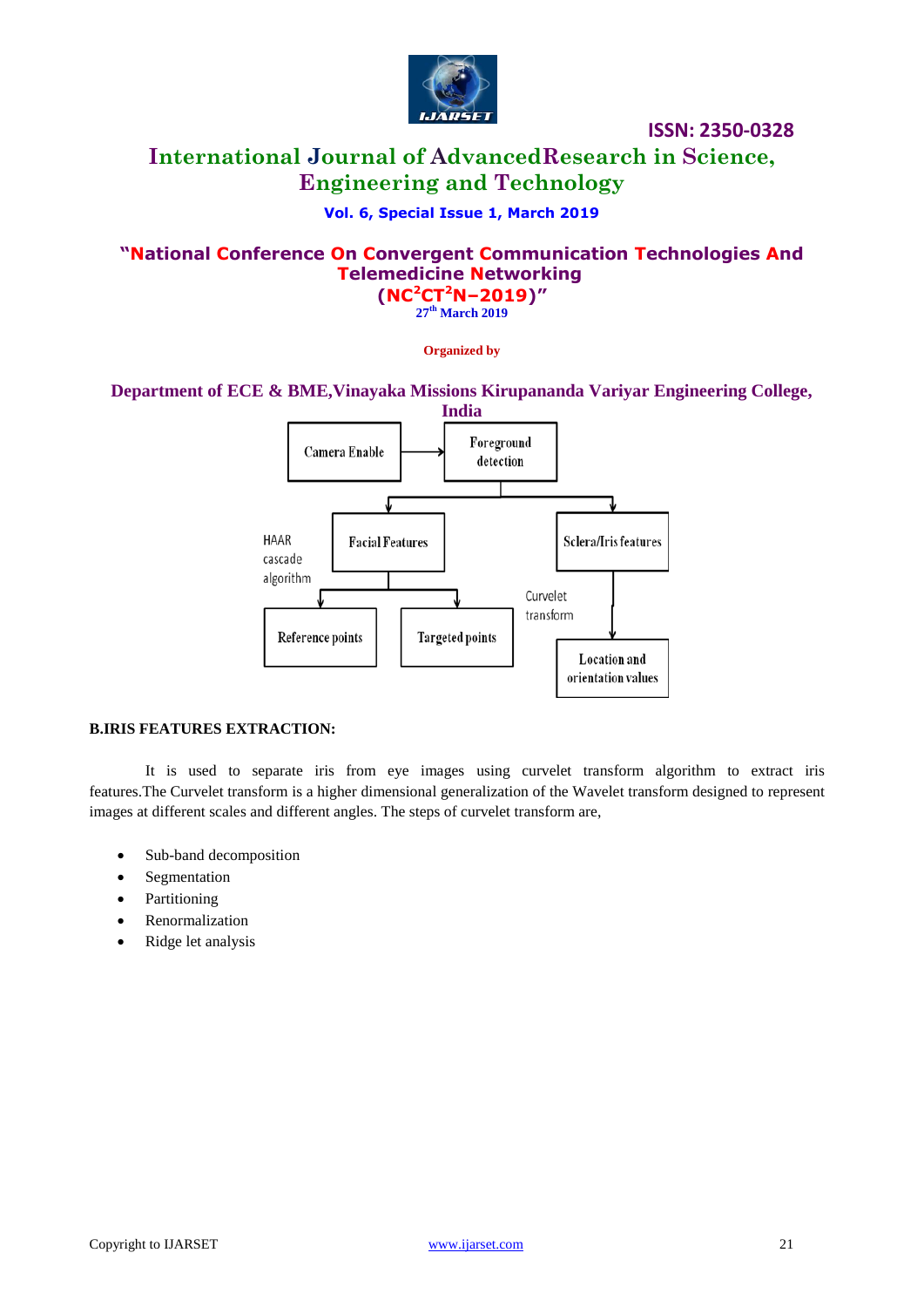Camera Enable → Foreground detection → Facial Features (HAAR cascade algorithm) → Reference points, Targeted points; Sclera/Iris features → (Curvelet transform) → Location and orientation values

**B.IRIS FEATURES EXTRACTION:**

It is used to separate iris from eye images using curvelet transform algorithm to extract iris features.The Curvelet transform is a higher dimensional generalization of the Wavelet transform designed to represent images at different scales and different angles. The steps of curvelet transform are,

- Sub-band decomposition
- Segmentation
- Partitioning
- Renormalization
- Ridge let analysis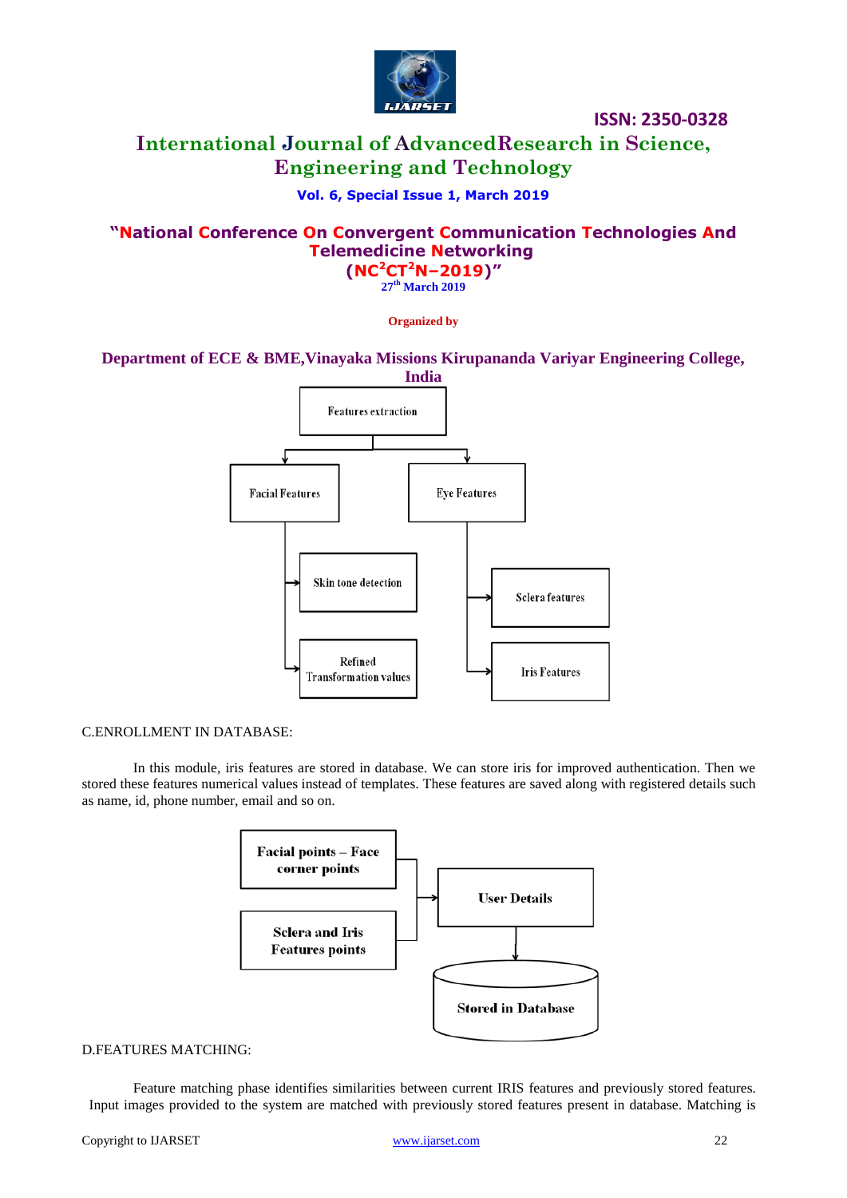Features extraction

Facial Features

- Skin tone detection
- Refined Transformation values

Eye Features

- Sclera features
- Iris Features

C.ENROLLMENT IN DATABASE:

In this module, iris features are stored in database. We can store iris for improved authentication. Then we stored these features numerical values instead of templates. These features are saved along with registered details such as name, id, phone number, email and so on.

**Facial points – Face corner points**

**Sclera and Iris Features points**

**User Details**

**Stored in Database**

D.FEATURES MATCHING:

Feature matching phase identifies similarities between current IRIS features and previously stored features. Input images provided to the system are matched with previously stored features present in database. Matching is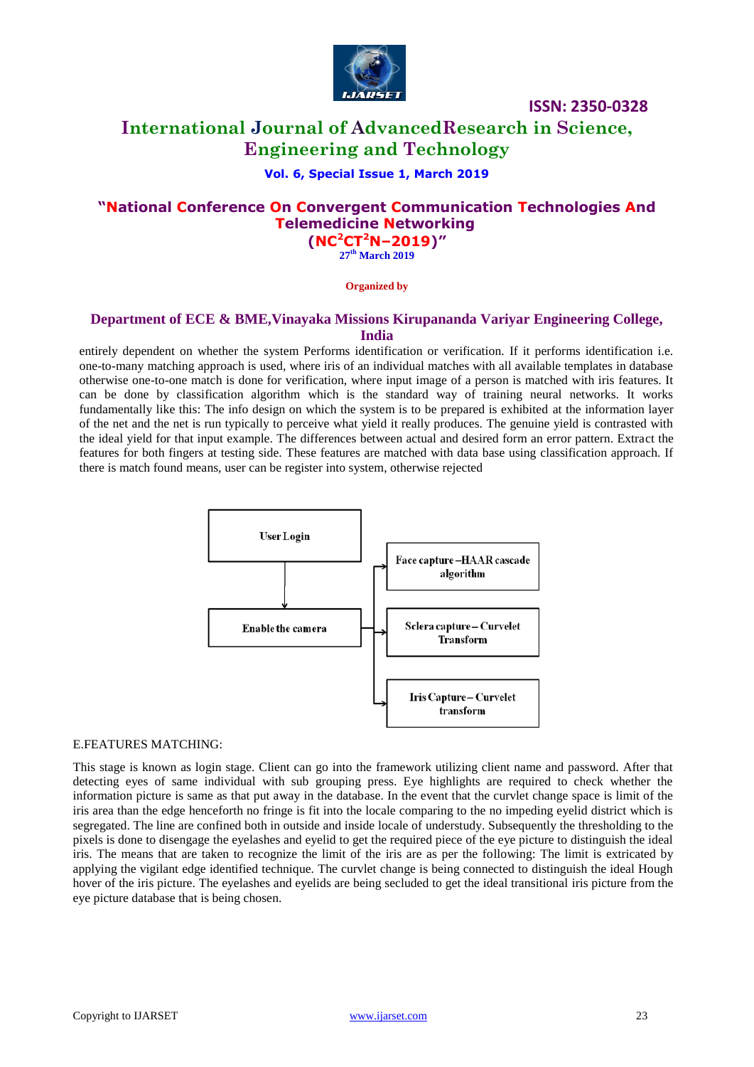entirely dependent on whether the system Performs identification or verification. If it performs identification i.e. one-to-many matching approach is used, where iris of an individual matches with all available templates in database otherwise one-to-one match is done for verification, where input image of a person is matched with iris features. It can be done by classification algorithm which is the standard way of training neural networks. It works fundamentally like this: The info design on which the system is to be prepared is exhibited at the information layer of the net and the net is run typically to perceive what yield it really produces. The genuine yield is contrasted with the ideal yield for that input example. The differences between actual and desired form an error pattern. Extract the features for both fingers at testing side. These features are matched with data base using classification approach. If there is match found means, user can be register into system, otherwise rejected

User Login → Enable the camera → Face capture –HAAR cascade algorithm; Sclera capture – Curvelet Transform; Iris Capture – Curvelet transform

E.FEATURES MATCHING:

This stage is known as login stage. Client can go into the framework utilizing client name and password. After that detecting eyes of same individual with sub grouping press. Eye highlights are required to check whether the information picture is same as that put away in the database. In the event that the curvlet change space is limit of the iris area than the edge henceforth no fringe is fit into the locale comparing to the no impeding eyelid district which is segregated. The line are confined both in outside and inside locale of understudy. Subsequently the thresholding to the pixels is done to disengage the eyelashes and eyelid to get the required piece of the eye picture to distinguish the ideal iris. The means that are taken to recognize the limit of the iris are as per the following: The limit is extricated by applying the vigilant edge identified technique. The curvlet change is being connected to distinguish the ideal Hough hover of the iris picture. The eyelashes and eyelids are being secluded to get the ideal transitional iris picture from the eye picture database that is being chosen.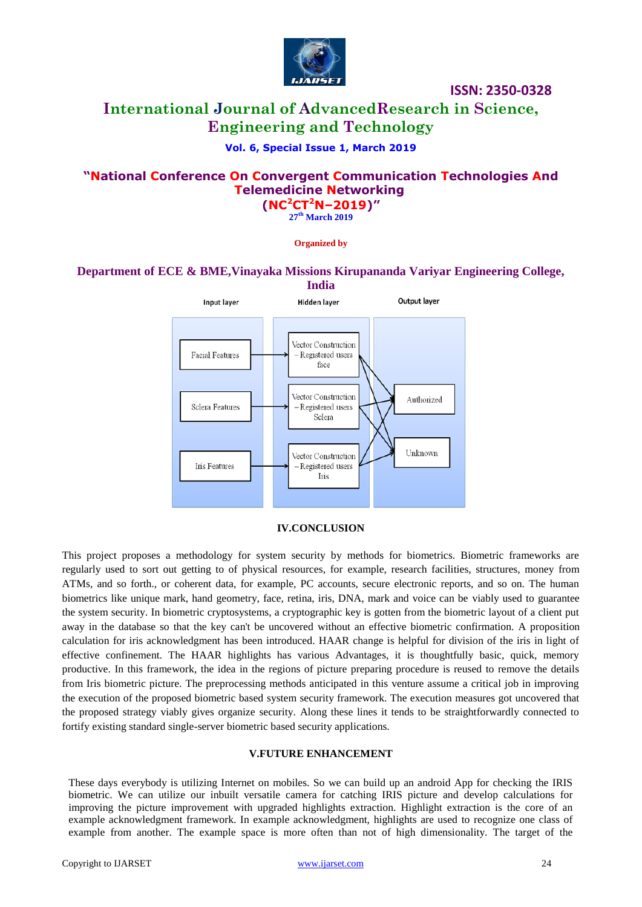Input layer | Hidden layer | Output layer

Facial Features → Vector Construction – Registered users face

Sclera Features → Vector Construction – Registered users Sclera

Iris Features → Vector Construction – Registered users Iris

Authorized

Unknown

## IV.CONCLUSION

This project proposes a methodology for system security by methods for biometrics. Biometric frameworks are regularly used to sort out getting to of physical resources, for example, research facilities, structures, money from ATMs, and so forth., or coherent data, for example, PC accounts, secure electronic reports, and so on. The human biometrics like unique mark, hand geometry, face, retina, iris, DNA, mark and voice can be viably used to guarantee the system security. In biometric cryptosystems, a cryptographic key is gotten from the biometric layout of a client put away in the database so that the key can't be uncovered without an effective biometric confirmation. A proposition calculation for iris acknowledgment has been introduced. HAAR change is helpful for division of the iris in light of effective confinement. The HAAR highlights has various Advantages, it is thoughtfully basic, quick, memory productive. In this framework, the idea in the regions of picture preparing procedure is reused to remove the details from Iris biometric picture. The preprocessing methods anticipated in this venture assume a critical job in improving the execution of the proposed biometric based system security framework. The execution measures got uncovered that the proposed strategy viably gives organize security. Along these lines it tends to be straightforwardly connected to fortify existing standard single-server biometric based security applications.

## V.FUTURE ENHANCEMENT

These days everybody is utilizing Internet on mobiles. So we can build up an android App for checking the IRIS biometric. We can utilize our inbuilt versatile camera for catching IRIS picture and develop calculations for improving the picture improvement with upgraded highlights extraction. Highlight extraction is the core of an example acknowledgment framework. In example acknowledgment, highlights are used to recognize one class of example from another. The example space is more often than not of high dimensionality. The target of the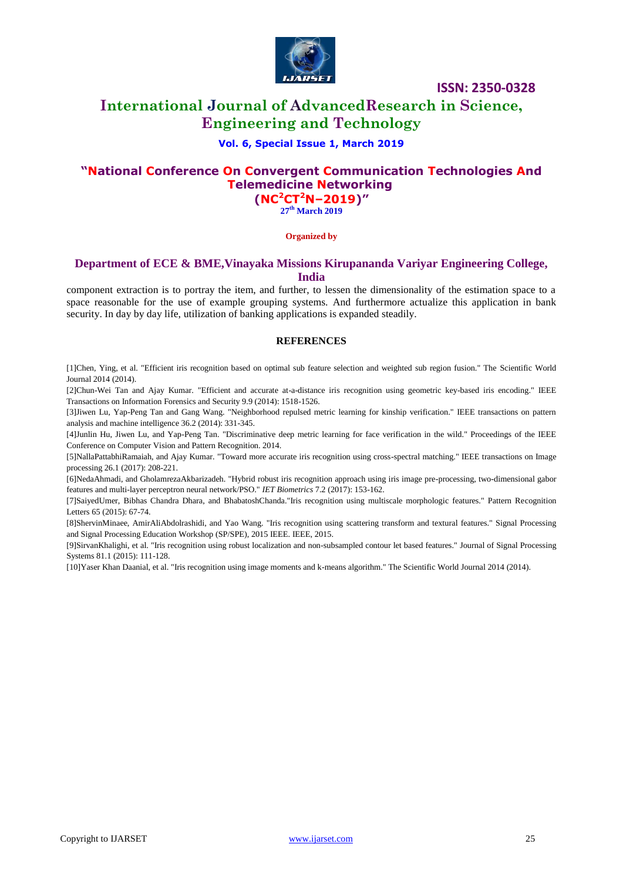component extraction is to portray the item, and further, to lessen the dimensionality of the estimation space to a space reasonable for the use of example grouping systems. And furthermore actualize this application in bank security. In day by day life, utilization of banking applications is expanded steadily.

## REFERENCES

[1]Chen, Ying, et al. "Efficient iris recognition based on optimal sub feature selection and weighted sub region fusion." The Scientific World Journal 2014 (2014).

[2]Chun-Wei Tan and Ajay Kumar. "Efficient and accurate at-a-distance iris recognition using geometric key-based iris encoding." IEEE Transactions on Information Forensics and Security 9.9 (2014): 1518-1526.

[3]Jiwen Lu, Yap-Peng Tan and Gang Wang. "Neighborhood repulsed metric learning for kinship verification." IEEE transactions on pattern analysis and machine intelligence 36.2 (2014): 331-345.

[4]Junlin Hu, Jiwen Lu, and Yap-Peng Tan. "Discriminative deep metric learning for face verification in the wild." Proceedings of the IEEE Conference on Computer Vision and Pattern Recognition. 2014.

[5]NallaPattabhiRamaiah, and Ajay Kumar. "Toward more accurate iris recognition using cross-spectral matching." IEEE transactions on Image processing 26.1 (2017): 208-221.

[6]NedaAhmadi, and GholamrezaAkbarizadeh. "Hybrid robust iris recognition approach using iris image pre-processing, two-dimensional gabor features and multi-layer perceptron neural network/PSO." *IET Biometrics* 7.2 (2017): 153-162.

[7]SaiyedUmer, Bibhas Chandra Dhara, and BhabatoshChanda."Iris recognition using multiscale morphologic features." Pattern Recognition Letters 65 (2015): 67-74.

[8]ShervinMinaee, AmirAliAbdolrashidi, and Yao Wang. "Iris recognition using scattering transform and textural features." Signal Processing and Signal Processing Education Workshop (SP/SPE), 2015 IEEE. IEEE, 2015.

[9]SirvanKhalighi, et al. "Iris recognition using robust localization and non-subsampled contour let based features." Journal of Signal Processing Systems 81.1 (2015): 111-128.

[10]Yaser Khan Daanial, et al. "Iris recognition using image moments and k-means algorithm." The Scientific World Journal 2014 (2014).